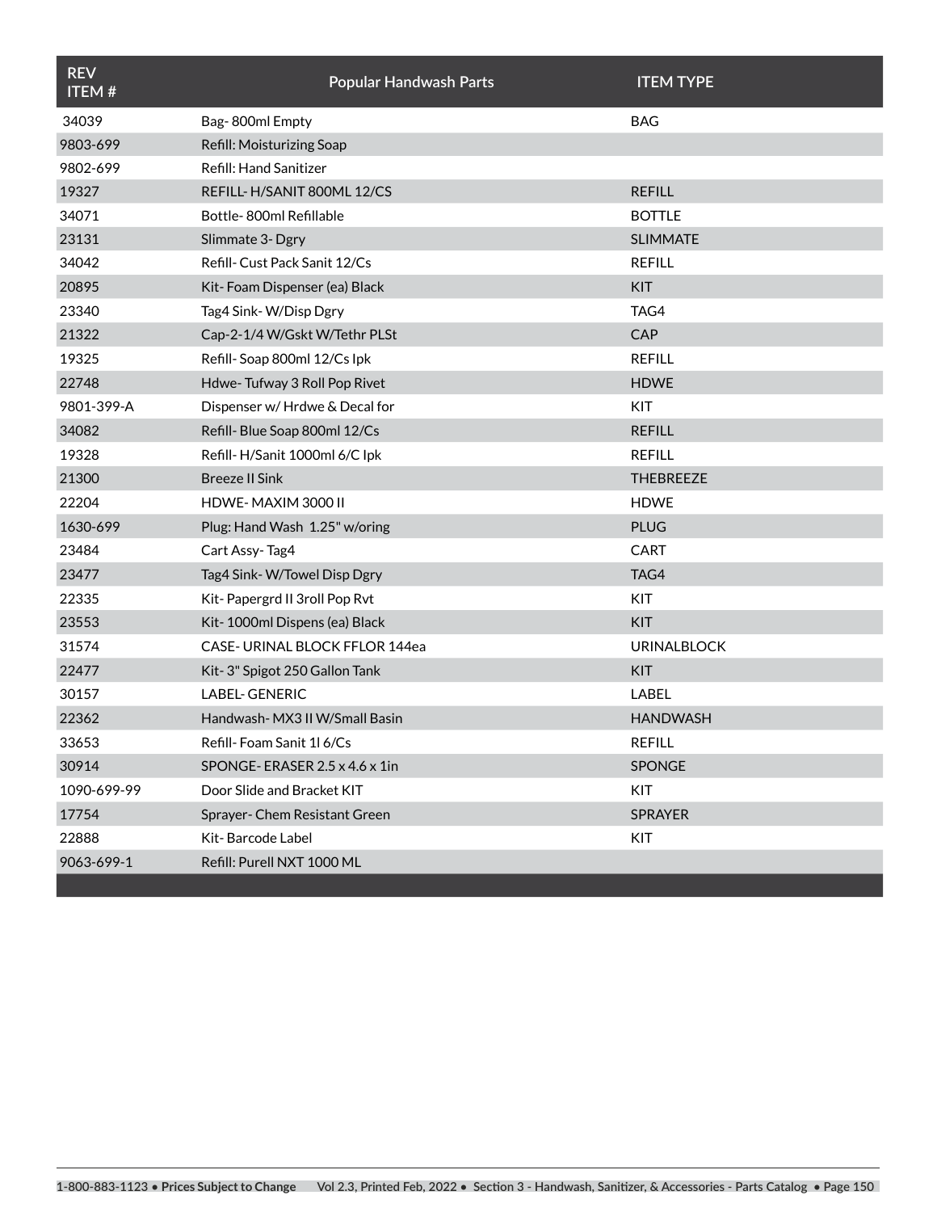| REV ITEM # | Popular Handwash Parts | ITEM TYPE |
|---|---|---|
| 34039 | Bag- 800ml Empty | BAG |
| 9803-699 | Refill: Moisturizing Soap | |
| 9802-699 | Refill: Hand Sanitizer | |
| 19327 | REFILL- H/SANIT 800ML 12/CS | REFILL |
| 34071 | Bottle- 800ml Refillable | BOTTLE |
| 23131 | Slimmate 3- Dgry | SLIMMATE |
| 34042 | Refill- Cust Pack Sanit 12/Cs | REFILL |
| 20895 | Kit- Foam Dispenser (ea) Black | KIT |
| 23340 | Tag4 Sink- W/Disp Dgry | TAG4 |
| 21322 | Cap-2-1/4 W/Gskt W/Tethr PLSt | CAP |
| 19325 | Refill- Soap 800ml 12/Cs Ipk | REFILL |
| 22748 | Hdwe- Tufway 3 Roll Pop Rivet | HDWE |
| 9801-399-A | Dispenser w/ Hrdwe & Decal for | KIT |
| 34082 | Refill- Blue Soap 800ml 12/Cs | REFILL |
| 19328 | Refill- H/Sanit 1000ml 6/C Ipk | REFILL |
| 21300 | Breeze II Sink | THEBREEZE |
| 22204 | HDWE- MAXIM 3000 II | HDWE |
| 1630-699 | Plug: Hand Wash 1.25" w/oring | PLUG |
| 23484 | Cart Assy- Tag4 | CART |
| 23477 | Tag4 Sink- W/Towel Disp Dgry | TAG4 |
| 22335 | Kit- Papergrd II 3roll Pop Rvt | KIT |
| 23553 | Kit- 1000ml Dispens (ea) Black | KIT |
| 31574 | CASE- URINAL BLOCK FFLOR 144ea | URINALBLOCK |
| 22477 | Kit- 3" Spigot 250 Gallon Tank | KIT |
| 30157 | LABEL- GENERIC | LABEL |
| 22362 | Handwash- MX3 II W/Small Basin | HANDWASH |
| 33653 | Refill- Foam Sanit 1l 6/Cs | REFILL |
| 30914 | SPONGE- ERASER 2.5 x 4.6 x 1in | SPONGE |
| 1090-699-99 | Door Slide and Bracket KIT | KIT |
| 17754 | Sprayer- Chem Resistant Green | SPRAYER |
| 22888 | Kit- Barcode Label | KIT |
| 9063-699-1 | Refill: Purell NXT 1000 ML | |

1-800-883-1123 • **Prices Subject to Change** Vol 2.3, Printed Feb, 2022 • Section 3 - Handwash, Sanitizer, & Accessories - Parts Catalog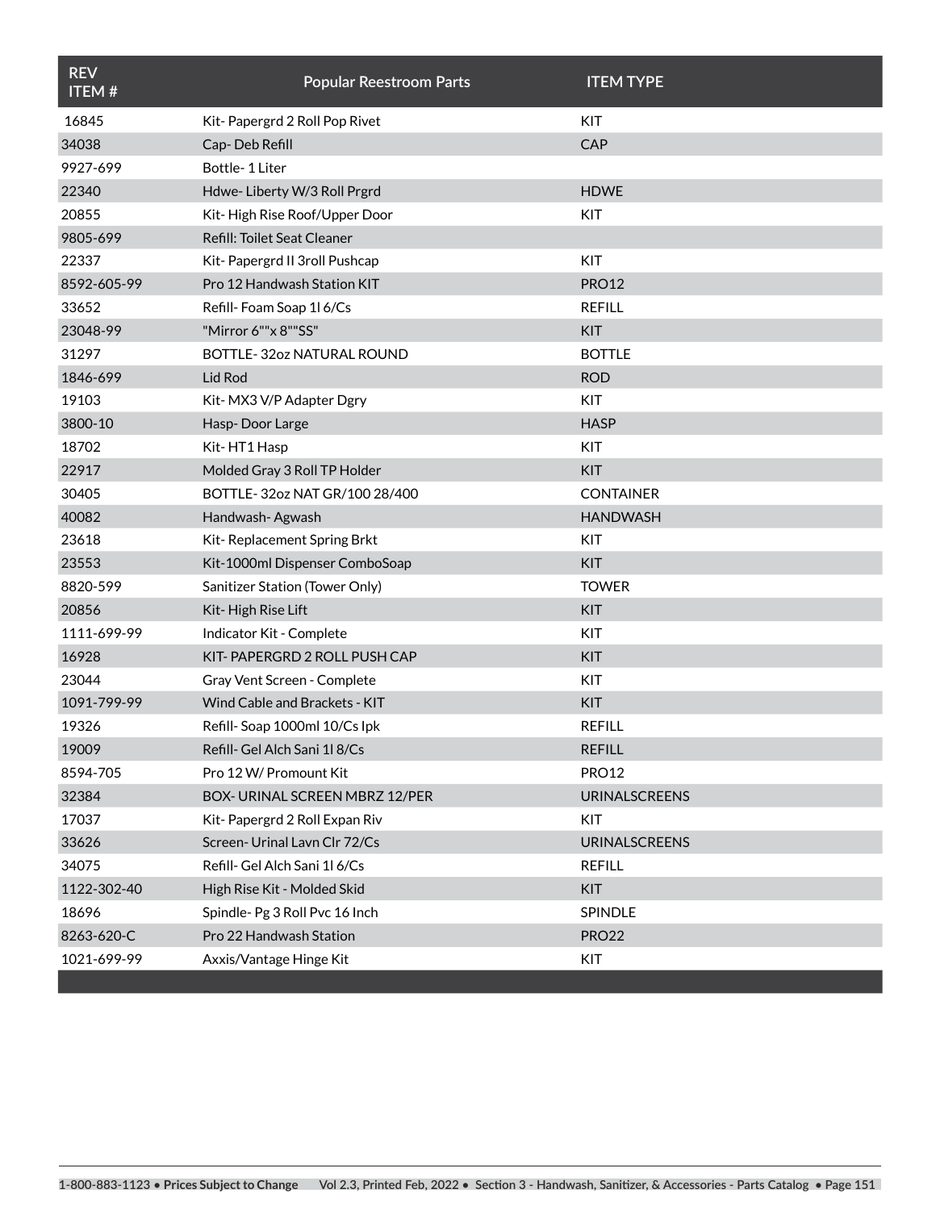| REV ITEM # | Popular Reestroom Parts | ITEM TYPE |
|---|---|---|
| 16845 | Kit- Papergrd 2 Roll Pop Rivet | KIT |
| 34038 | Cap- Deb Refill | CAP |
| 9927-699 | Bottle- 1 Liter | |
| 22340 | Hdwe- Liberty W/3 Roll Prgrd | HDWE |
| 20855 | Kit- High Rise Roof/Upper Door | KIT |
| 9805-699 | Refill: Toilet Seat Cleaner | |
| 22337 | Kit- Papergrd II 3roll Pushcap | KIT |
| 8592-605-99 | Pro 12 Handwash Station KIT | PRO12 |
| 33652 | Refill- Foam Soap 1l 6/Cs | REFILL |
| 23048-99 | "Mirror 6""x 8""SS" | KIT |
| 31297 | BOTTLE- 32oz NATURAL ROUND | BOTTLE |
| 1846-699 | Lid Rod | ROD |
| 19103 | Kit- MX3 V/P Adapter Dgry | KIT |
| 3800-10 | Hasp- Door Large | HASP |
| 18702 | Kit- HT1 Hasp | KIT |
| 22917 | Molded Gray 3 Roll TP Holder | KIT |
| 30405 | BOTTLE- 32oz NAT GR/100 28/400 | CONTAINER |
| 40082 | Handwash- Agwash | HANDWASH |
| 23618 | Kit- Replacement Spring Brkt | KIT |
| 23553 | Kit-1000ml Dispenser ComboSoap | KIT |
| 8820-599 | Sanitizer Station (Tower Only) | TOWER |
| 20856 | Kit- High Rise Lift | KIT |
| 1111-699-99 | Indicator Kit - Complete | KIT |
| 16928 | KIT- PAPERGRD 2 ROLL PUSH CAP | KIT |
| 23044 | Gray Vent Screen - Complete | KIT |
| 1091-799-99 | Wind Cable and Brackets - KIT | KIT |
| 19326 | Refill- Soap 1000ml 10/Cs Ipk | REFILL |
| 19009 | Refill- Gel Alch Sani 1l 8/Cs | REFILL |
| 8594-705 | Pro 12 W/ Promount Kit | PRO12 |
| 32384 | BOX- URINAL SCREEN MBRZ 12/PER | URINALSCREENS |
| 17037 | Kit- Papergrd 2 Roll Expan Riv | KIT |
| 33626 | Screen- Urinal Lavn Clr 72/Cs | URINALSCREENS |
| 34075 | Refill- Gel Alch Sani 1l 6/Cs | REFILL |
| 1122-302-40 | High Rise Kit - Molded Skid | KIT |
| 18696 | Spindle- Pg 3 Roll Pvc 16 Inch | SPINDLE |
| 8263-620-C | Pro 22 Handwash Station | PRO22 |
| 1021-699-99 | Axxis/Vantage Hinge Kit | KIT |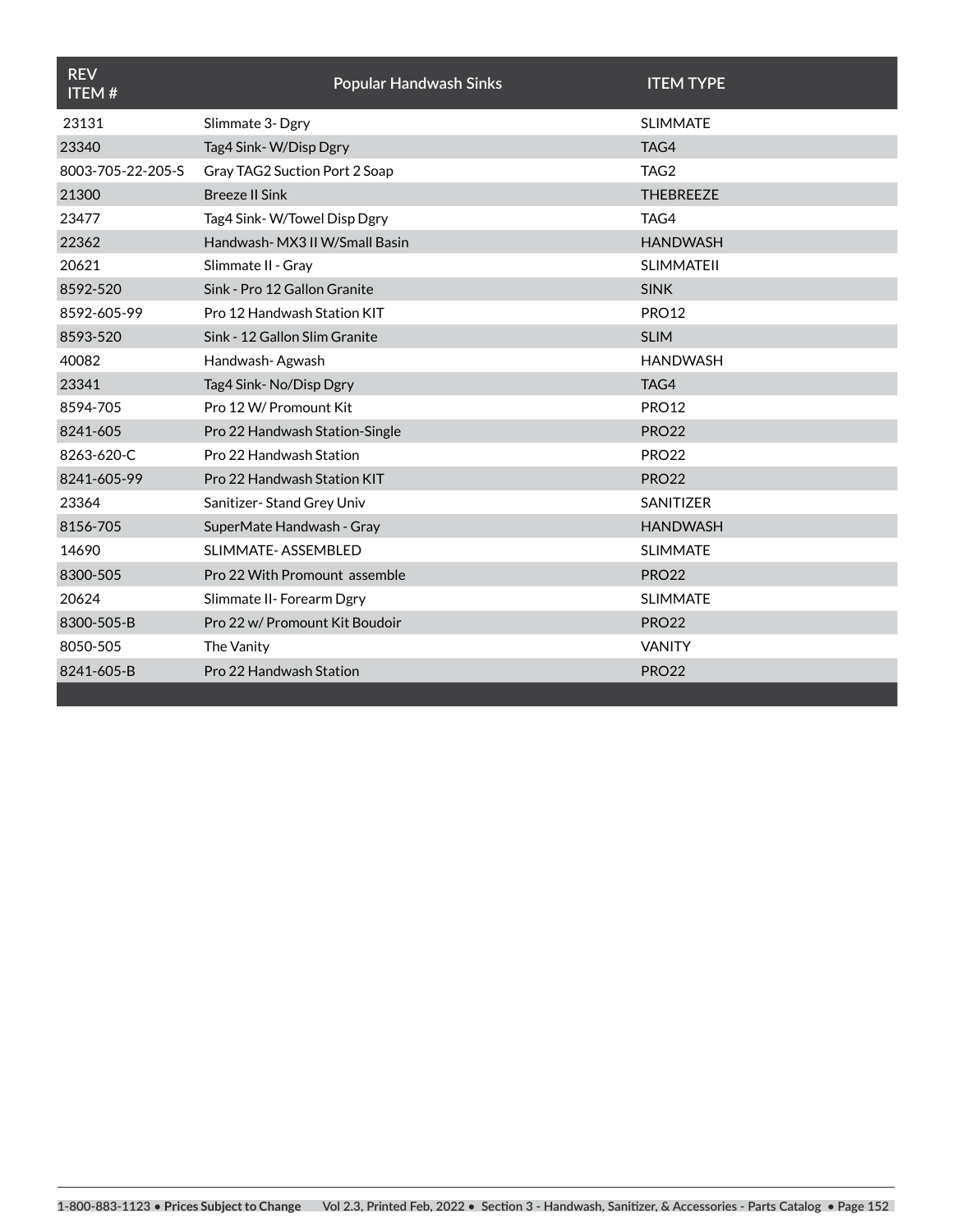| REV ITEM # | Popular Handwash Sinks | ITEM TYPE |
|---|---|---|
| 23131 | Slimmate 3- Dgry | SLIMMATE |
| 23340 | Tag4 Sink- W/Disp Dgry | TAG4 |
| 8003-705-22-205-S | Gray TAG2 Suction Port 2 Soap | TAG2 |
| 21300 | Breeze II Sink | THEBREEZE |
| 23477 | Tag4 Sink- W/Towel Disp Dgry | TAG4 |
| 22362 | Handwash- MX3 II W/Small Basin | HANDWASH |
| 20621 | Slimmate II - Gray | SLIMMATEII |
| 8592-520 | Sink - Pro 12 Gallon Granite | SINK |
| 8592-605-99 | Pro 12 Handwash Station KIT | PRO12 |
| 8593-520 | Sink - 12 Gallon Slim Granite | SLIM |
| 40082 | Handwash- Agwash | HANDWASH |
| 23341 | Tag4 Sink- No/Disp Dgry | TAG4 |
| 8594-705 | Pro 12 W/ Promount Kit | PRO12 |
| 8241-605 | Pro 22 Handwash Station-Single | PRO22 |
| 8263-620-C | Pro 22 Handwash Station | PRO22 |
| 8241-605-99 | Pro 22 Handwash Station KIT | PRO22 |
| 23364 | Sanitizer- Stand Grey Univ | SANITIZER |
| 8156-705 | SuperMate Handwash - Gray | HANDWASH |
| 14690 | SLIMMATE- ASSEMBLED | SLIMMATE |
| 8300-505 | Pro 22 With Promount assemble | PRO22 |
| 20624 | Slimmate II- Forearm Dgry | SLIMMATE |
| 8300-505-B | Pro 22 w/ Promount Kit Boudoir | PRO22 |
| 8050-505 | The Vanity | VANITY |
| 8241-605-B | Pro 22 Handwash Station | PRO22 |

1-800-883-1123 • **Prices Subject to Change** Vol 2.3, Printed Feb, 2022 • Section 3 - Handwash, Sanitizer, & Accessories - Parts Catalog